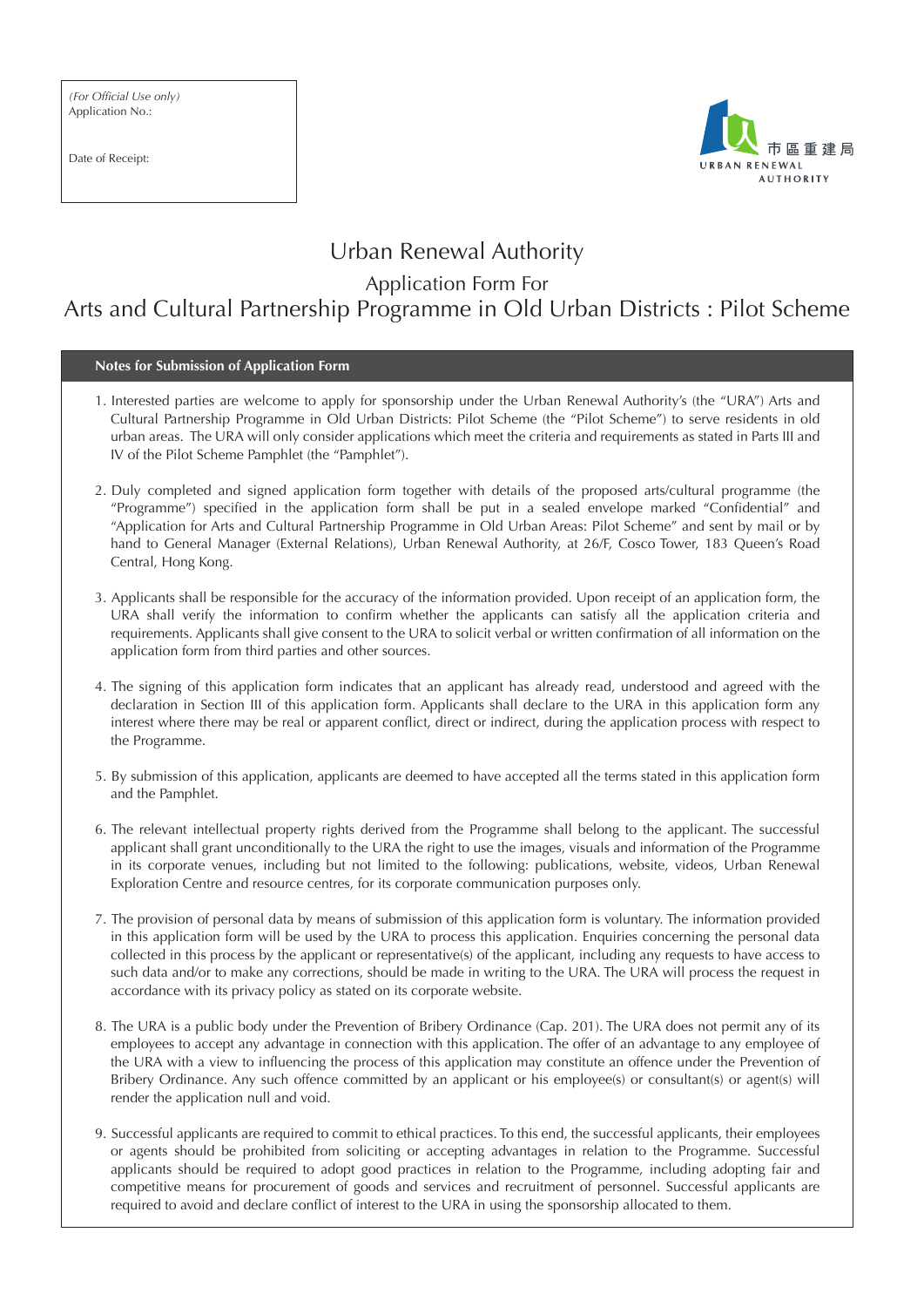*(For Official Use only)*
Application No.:

Date of Receipt:

市區重建局
URBAN RENEWAL AUTHORITY

# Urban Renewal Authority

## Application Form For
## Arts and Cultural Partnership Programme in Old Urban Districts : Pilot Scheme

### Notes for Submission of Application Form

1. Interested parties are welcome to apply for sponsorship under the Urban Renewal Authority's (the "URA") Arts and Cultural Partnership Programme in Old Urban Districts: Pilot Scheme (the "Pilot Scheme") to serve residents in old urban areas. The URA will only consider applications which meet the criteria and requirements as stated in Parts III and IV of the Pilot Scheme Pamphlet (the "Pamphlet").

2. Duly completed and signed application form together with details of the proposed arts/cultural programme (the "Programme") specified in the application form shall be put in a sealed envelope marked "Confidential" and "Application for Arts and Cultural Partnership Programme in Old Urban Areas: Pilot Scheme" and sent by mail or by hand to General Manager (External Relations), Urban Renewal Authority, at 26/F, Cosco Tower, 183 Queen's Road Central, Hong Kong.

3. Applicants shall be responsible for the accuracy of the information provided. Upon receipt of an application form, the URA shall verify the information to confirm whether the applicants can satisfy all the application criteria and requirements. Applicants shall give consent to the URA to solicit verbal or written confirmation of all information on the application form from third parties and other sources.

4. The signing of this application form indicates that an applicant has already read, understood and agreed with the declaration in Section III of this application form. Applicants shall declare to the URA in this application form any interest where there may be real or apparent conflict, direct or indirect, during the application process with respect to the Programme.

5. By submission of this application, applicants are deemed to have accepted all the terms stated in this application form and the Pamphlet.

6. The relevant intellectual property rights derived from the Programme shall belong to the applicant. The successful applicant shall grant unconditionally to the URA the right to use the images, visuals and information of the Programme in its corporate venues, including but not limited to the following: publications, website, videos, Urban Renewal Exploration Centre and resource centres, for its corporate communication purposes only.

7. The provision of personal data by means of submission of this application form is voluntary. The information provided in this application form will be used by the URA to process this application. Enquiries concerning the personal data collected in this process by the applicant or representative(s) of the applicant, including any requests to have access to such data and/or to make any corrections, should be made in writing to the URA. The URA will process the request in accordance with its privacy policy as stated on its corporate website.

8. The URA is a public body under the Prevention of Bribery Ordinance (Cap. 201). The URA does not permit any of its employees to accept any advantage in connection with this application. The offer of an advantage to any employee of the URA with a view to influencing the process of this application may constitute an offence under the Prevention of Bribery Ordinance. Any such offence committed by an applicant or his employee(s) or consultant(s) or agent(s) will render the application null and void.

9. Successful applicants are required to commit to ethical practices. To this end, the successful applicants, their employees or agents should be prohibited from soliciting or accepting advantages in relation to the Programme. Successful applicants should be required to adopt good practices in relation to the Programme, including adopting fair and competitive means for procurement of goods and services and recruitment of personnel. Successful applicants are required to avoid and declare conflict of interest to the URA in using the sponsorship allocated to them.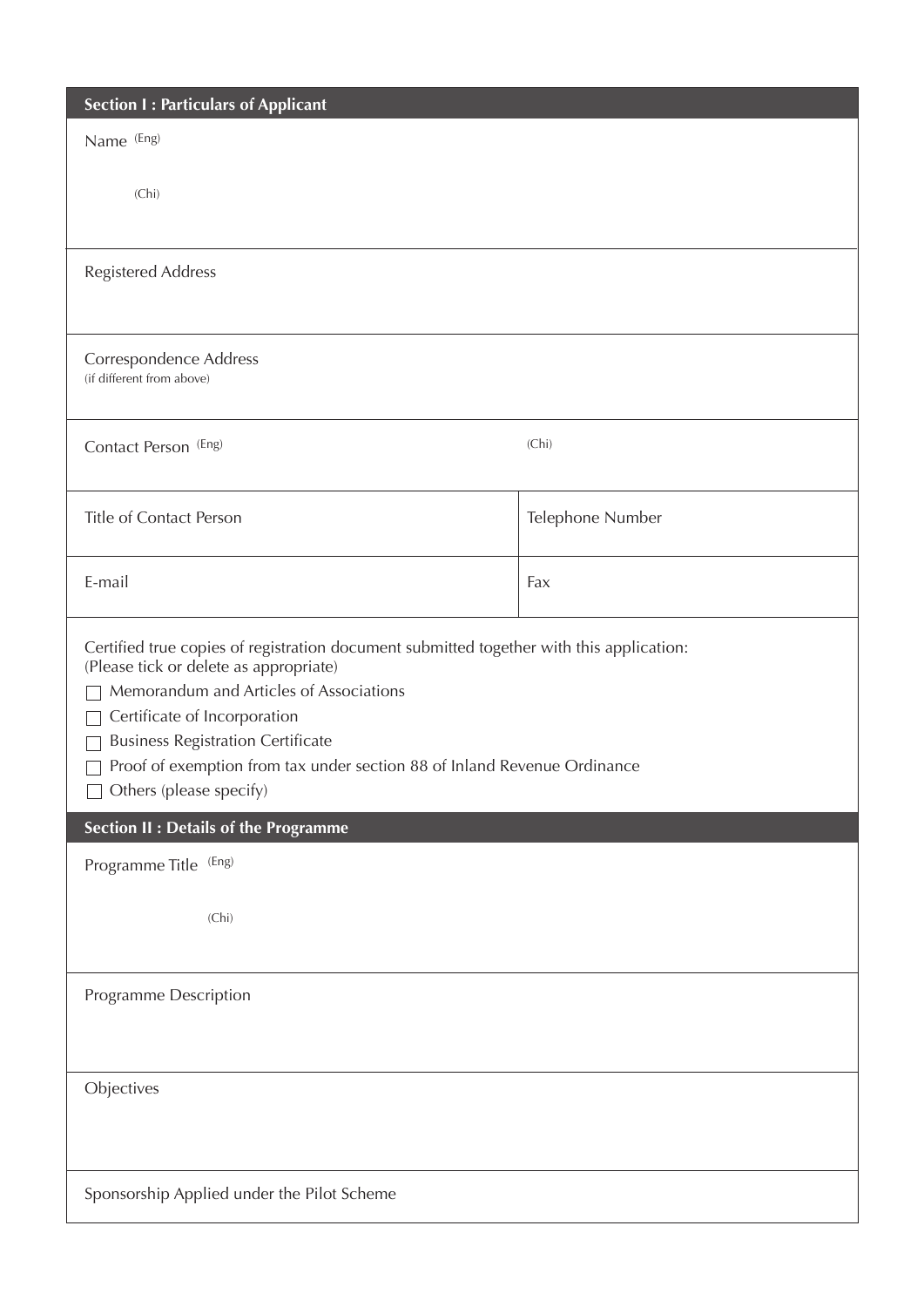## Section I : Particulars of Applicant

Name (Eng)

(Chi)

Registered Address

Correspondence Address
(if different from above)

| Contact Person (Eng) | (Chi) |
|---|---|
| Title of Contact Person | Telephone Number |
| E-mail | Fax |

Certified true copies of registration document submitted together with this application:
(Please tick or delete as appropriate)

- ☐ Memorandum and Articles of Associations
- ☐ Certificate of Incorporation
- ☐ Business Registration Certificate
- ☐ Proof of exemption from tax under section 88 of Inland Revenue Ordinance
- ☐ Others (please specify)

## Section II : Details of the Programme

Programme Title (Eng)

(Chi)

Programme Description

Objectives

Sponsorship Applied under the Pilot Scheme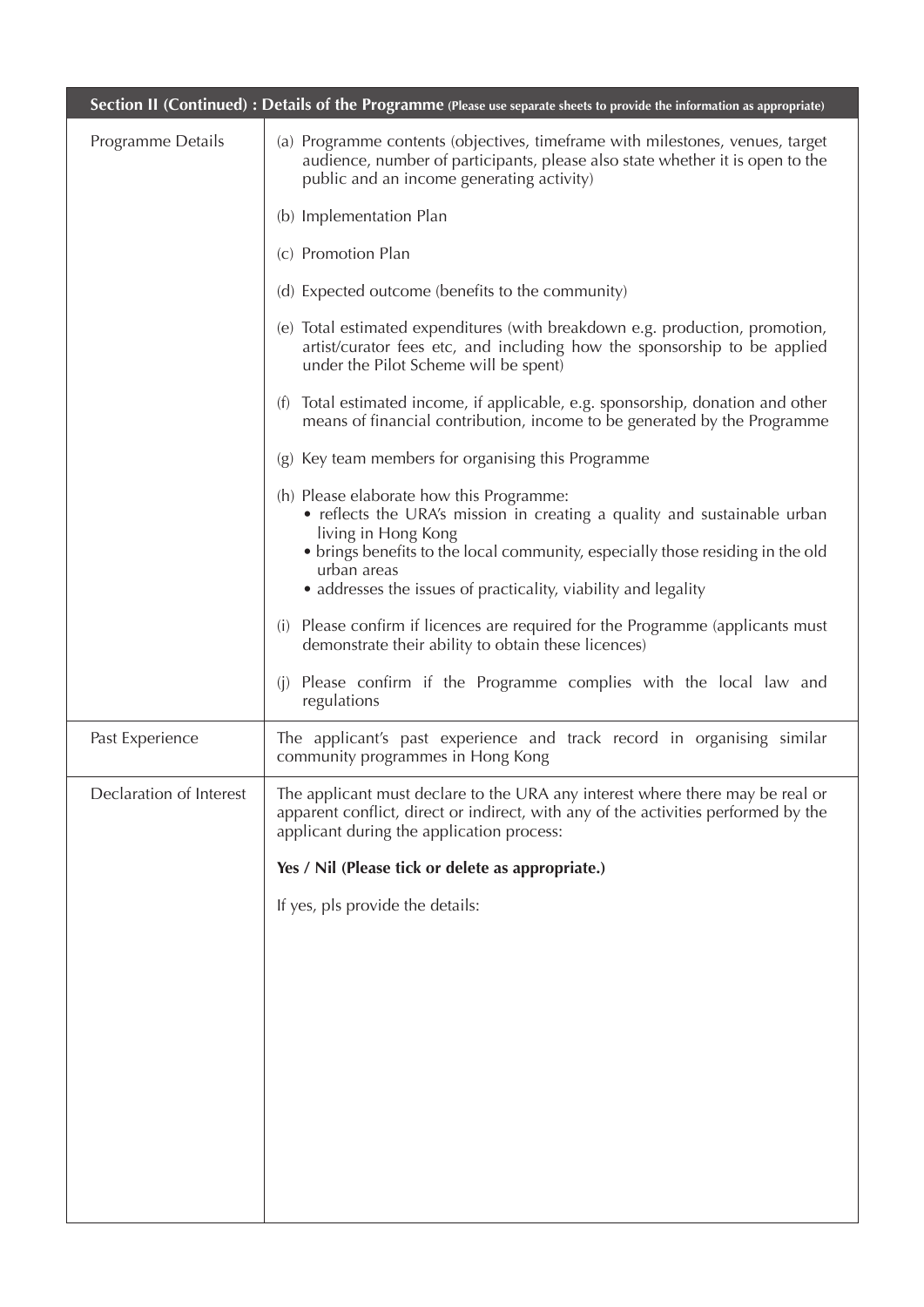| **Section II (Continued) : Details of the Programme** (Please use separate sheets to provide the information as appropriate) | |
|---|---|
| Programme Details | (a) Programme contents (objectives, timeframe with milestones, venues, target audience, number of participants, please also state whether it is open to the public and an income generating activity)<br><br>(b) Implementation Plan<br><br>(c) Promotion Plan<br><br>(d) Expected outcome (benefits to the community)<br><br>(e) Total estimated expenditures (with breakdown e.g. production, promotion, artist/curator fees etc, and including how the sponsorship to be applied under the Pilot Scheme will be spent)<br><br>(f) Total estimated income, if applicable, e.g. sponsorship, donation and other means of financial contribution, income to be generated by the Programme<br><br>(g) Key team members for organising this Programme<br><br>(h) Please elaborate how this Programme:<br>• reflects the URA's mission in creating a quality and sustainable urban living in Hong Kong<br>• brings benefits to the local community, especially those residing in the old urban areas<br>• addresses the issues of practicality, viability and legality<br><br>(i) Please confirm if licences are required for the Programme (applicants must demonstrate their ability to obtain these licences)<br><br>(j) Please confirm if the Programme complies with the local law and regulations |
| Past Experience | The applicant's past experience and track record in organising similar community programmes in Hong Kong |
| Declaration of Interest | The applicant must declare to the URA any interest where there may be real or apparent conflict, direct or indirect, with any of the activities performed by the applicant during the application process:<br><br>**Yes / Nil (Please tick or delete as appropriate.)**<br><br>If yes, pls provide the details: |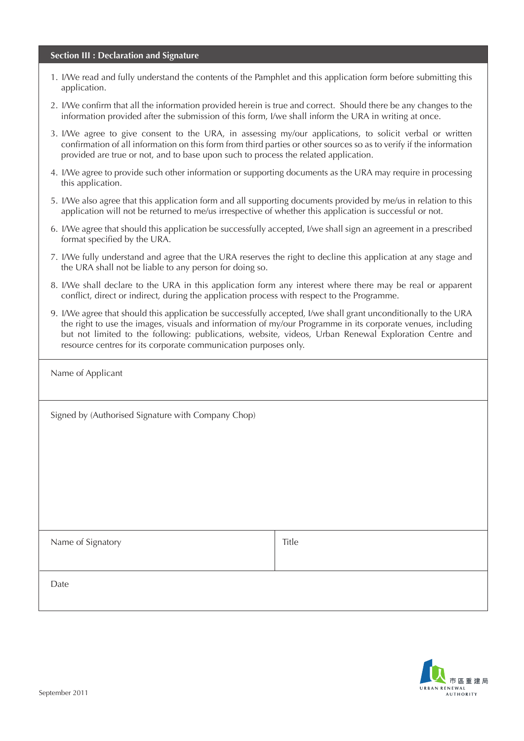## Section III : Declaration and Signature

1. I/We read and fully understand the contents of the Pamphlet and this application form before submitting this application.
2. I/We confirm that all the information provided herein is true and correct. Should there be any changes to the information provided after the submission of this form, I/we shall inform the URA in writing at once.
3. I/We agree to give consent to the URA, in assessing my/our applications, to solicit verbal or written confirmation of all information on this form from third parties or other sources so as to verify if the information provided are true or not, and to base upon such to process the related application.
4. I/We agree to provide such other information or supporting documents as the URA may require in processing this application.
5. I/We also agree that this application form and all supporting documents provided by me/us in relation to this application will not be returned to me/us irrespective of whether this application is successful or not.
6. I/We agree that should this application be successfully accepted, I/we shall sign an agreement in a prescribed format specified by the URA.
7. I/We fully understand and agree that the URA reserves the right to decline this application at any stage and the URA shall not be liable to any person for doing so.
8. I/We shall declare to the URA in this application form any interest where there may be real or apparent conflict, direct or indirect, during the application process with respect to the Programme.
9. I/We agree that should this application be successfully accepted, I/we shall grant unconditionally to the URA the right to use the images, visuals and information of my/our Programme in its corporate venues, including but not limited to the following: publications, website, videos, Urban Renewal Exploration Centre and resource centres for its corporate communication purposes only.

| | |
|---|---|
| Name of Applicant | |
| Signed by (Authorised Signature with Company Chop) | |
| Name of Signatory | Title |
| Date | |

September 2011

市區重建局 URBAN RENEWAL AUTHORITY